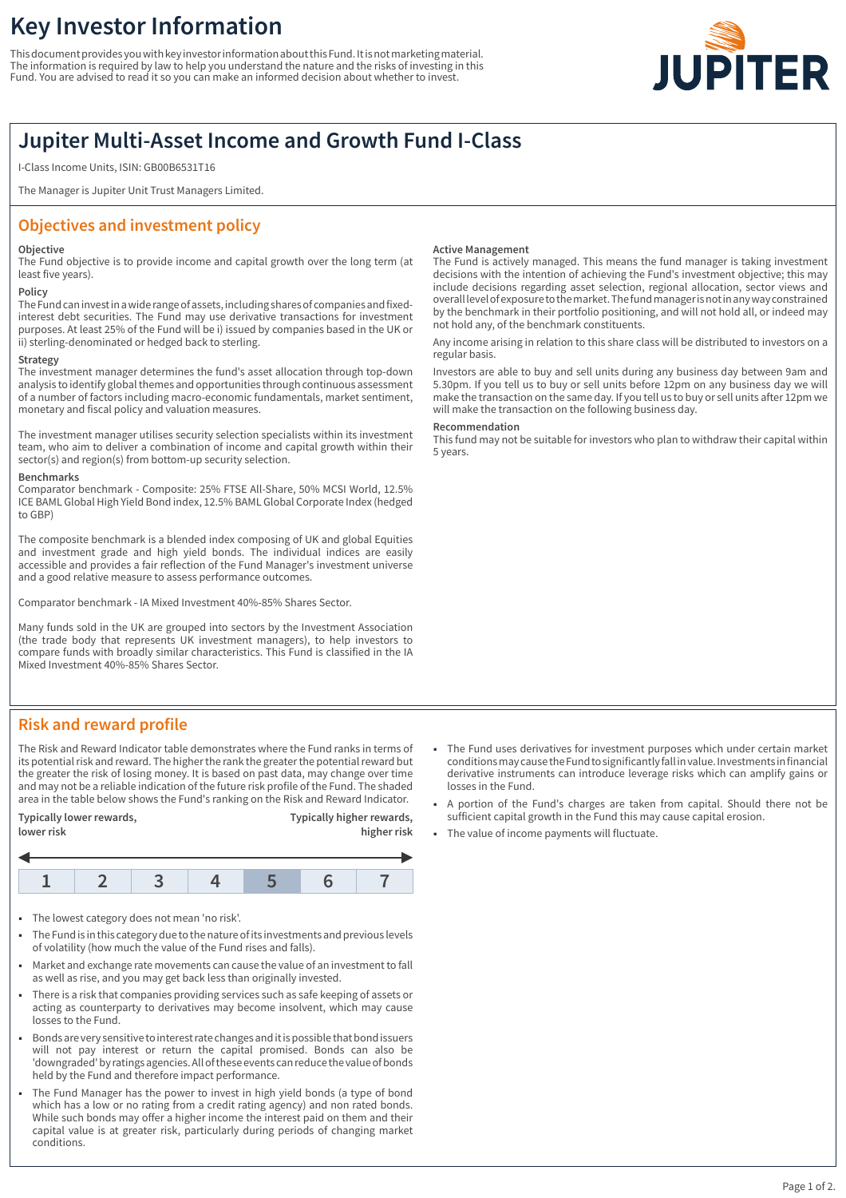# Key Investor Information

This document provides you with key investor information about this Fund. It is not marketing material. The information is required by law to help you understand the nature and the risks of investing in this Fund. You are advised to read it so you can make an informed decision about whether to invest.

## Jupiter Multi-Asset Income and Growth Fund I-Class

I-Class Income Units, ISIN: GB00B6531T16

The Manager is Jupiter Unit Trust Managers Limited.

## Objectives and investment policy

**Objective**
The Fund objective is to provide income and capital growth over the long term (at least five years).

**Policy**
The Fund can invest in a wide range of assets, including shares of companies and fixed-interest debt securities. The Fund may use derivative transactions for investment purposes. At least 25% of the Fund will be i) issued by companies based in the UK or ii) sterling-denominated or hedged back to sterling.

**Strategy**
The investment manager determines the fund's asset allocation through top-down analysis to identify global themes and opportunities through continuous assessment of a number of factors including macro-economic fundamentals, market sentiment, monetary and fiscal policy and valuation measures.

The investment manager utilises security selection specialists within its investment team, who aim to deliver a combination of income and capital growth within their sector(s) and region(s) from bottom-up security selection.

**Benchmarks**
Comparator benchmark - Composite: 25% FTSE All-Share, 50% MSCI World, 12.5% ICE BAML Global High Yield Bond index, 12.5% BAML Global Corporate Index (hedged to GBP)

The composite benchmark is a blended index composing of UK and global Equities and investment grade and high yield bonds. The individual indices are easily accessible and provides a fair reflection of the Fund Manager's investment universe and a good relative measure to assess performance outcomes.

Comparator benchmark - IA Mixed Investment 40%-85% Shares Sector.

Many funds sold in the UK are grouped into sectors by the Investment Association (the trade body that represents UK investment managers), to help investors to compare funds with broadly similar characteristics. This Fund is classified in the IA Mixed Investment 40%-85% Shares Sector.

**Active Management**
The Fund is actively managed. This means the fund manager is taking investment decisions with the intention of achieving the Fund's investment objective; this may include decisions regarding asset selection, regional allocation, sector views and overall level of exposure to the market. The fund manager is not in any way constrained by the benchmark in their portfolio positioning, and will not hold all, or indeed may not hold any, of the benchmark constituents.

Any income arising in relation to this share class will be distributed to investors on a regular basis.

Investors are able to buy and sell units during any business day between 9am and 5.30pm. If you tell us to buy or sell units before 12pm on any business day we will make the transaction on the same day. If you tell us to buy or sell units after 12pm we will make the transaction on the following business day.

**Recommendation**
This fund may not be suitable for investors who plan to withdraw their capital within 5 years.

## Risk and reward profile

The Risk and Reward Indicator table demonstrates where the Fund ranks in terms of its potential risk and reward. The higher the rank the greater the potential reward but the greater the risk of losing money. It is based on past data, may change over time and may not be a reliable indication of the future risk profile of the Fund. The shaded area in the table below shows the Fund's ranking on the Risk and Reward Indicator.

**Typically lower rewards, lower risk** ← → **Typically higher rewards, higher risk**

| 1 | 2 | 3 | 4 | **5** | 6 | 7 |
|---|---|---|---|---|---|---|

- The lowest category does not mean 'no risk'.
- The Fund is in this category due to the nature of its investments and previous levels of volatility (how much the value of the Fund rises and falls).
- Market and exchange rate movements can cause the value of an investment to fall as well as rise, and you may get back less than originally invested.
- There is a risk that companies providing services such as safe keeping of assets or acting as counterparty to derivatives may become insolvent, which may cause losses to the Fund.
- Bonds are very sensitive to interest rate changes and it is possible that bond issuers will not pay interest or return the capital promised. Bonds can also be 'downgraded' by ratings agencies. All of these events can reduce the value of bonds held by the Fund and therefore impact performance.
- The Fund Manager has the power to invest in high yield bonds (a type of bond which has a low or no rating from a credit rating agency) and non rated bonds. While such bonds may offer a higher income the interest paid on them and their capital value is at greater risk, particularly during periods of changing market conditions.
- The Fund uses derivatives for investment purposes which under certain market conditions may cause the Fund to significantly fall in value. Investments in financial derivative instruments can introduce leverage risks which can amplify gains or losses in the Fund.
- A portion of the Fund's charges are taken from capital. Should there not be sufficient capital growth in the Fund this may cause capital erosion.
- The value of income payments will fluctuate.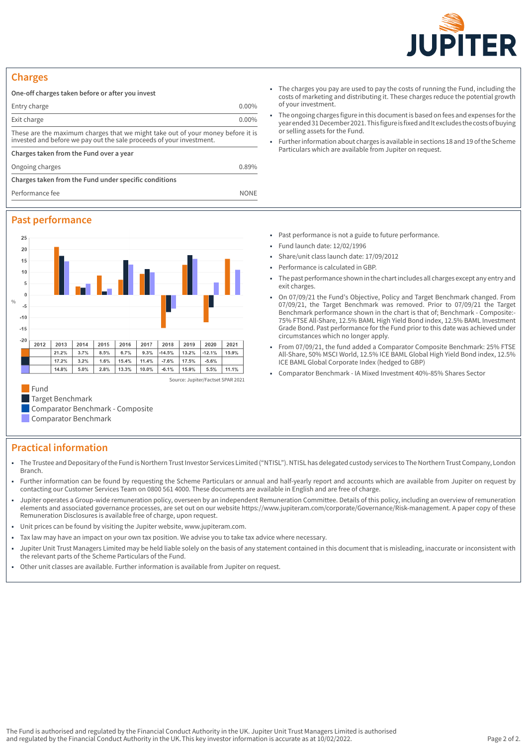## Charges

| One-off charges taken before or after you invest | |
|---|---|
| Entry charge | 0.00% |
| Exit charge | 0.00% |
| These are the maximum charges that we might take out of your money before it is invested and before we pay out the sale proceeds of your investment. | |
| **Charges taken from the Fund over a year** | |
| Ongoing charges | 0.89% |
| **Charges taken from the Fund under specific conditions** | |
| Performance fee | NONE |

- The charges you pay are used to pay the costs of running the Fund, including the costs of marketing and distributing it. These charges reduce the potential growth of your investment.
- The ongoing charges figure in this document is based on fees and expenses for the year ended 31 December 2021. This figure is fixed and It excludes the costs of buying or selling assets for the Fund.
- Further information about charges is available in sections 18 and 19 of the Scheme Particulars which are available from Jupiter on request.

## Past performance

25
20
15
10
5
0
%
-5
-10
-15
-20

2012 2013 2014 2015 2016 2017 2018 2019 2020 2021

21.2% 3.7% 8.5% 6.7% 9.3% -14.5% 13.2% -12.1% 15.9%

17.2% 3.2% 1.6% 15.4% 11.4% -7.6% 17.5% -5.6%

14.8% 5.0% 2.8% 13.3% 10.0% -6.1% 15.9% 5.5% 11.1%

Source: Jupiter/Factset SPAR 2021

Fund
Target Benchmark
Comparator Benchmark - Composite
Comparator Benchmark

- Past performance is not a guide to future performance.
- Fund launch date: 12/02/1996
- Share/unit class launch date: 17/09/2012
- Performance is calculated in GBP.
- The past performance shown in the chart includes all charges except any entry and exit charges.
- On 07/09/21 the Fund's Objective, Policy and Target Benchmark changed. From 07/09/21, the Target Benchmark was removed. Prior to 07/09/21 the Target Benchmark performance shown in the chart is that of; Benchmark - Composite:- 75% FTSE All-Share, 12.5% BAML High Yield Bond index, 12.5% BAML Investment Grade Bond. Past performance for the Fund prior to this date was achieved under circumstances which no longer apply.
- From 07/09/21, the fund added a Comparator Composite Benchmark: 25% FTSE All-Share, 50% MSCI World, 12.5% ICE BAML Global High Yield Bond index, 12.5% ICE BAML Global Corporate Index (hedged to GBP)
- Comparator Benchmark - IA Mixed Investment 40%-85% Shares Sector

## Practical information

- The Trustee and Depositary of the Fund is Northern Trust Investor Services Limited ("NTISL"). NTISL has delegated custody services to The Northern Trust Company, London Branch.
- Further information can be found by requesting the Scheme Particulars or annual and half-yearly report and accounts which are available from Jupiter on request by contacting our Customer Services Team on 0800 561 4000. These documents are available in English and are free of charge.
- Jupiter operates a Group-wide remuneration policy, overseen by an independent Remuneration Committee. Details of this policy, including an overview of remuneration elements and associated governance processes, are set out on our website https://www.jupiteram.com/corporate/Governance/Risk-management. A paper copy of these Remuneration Disclosures is available free of charge, upon request.
- Unit prices can be found by visiting the Jupiter website, www.jupiteram.com.
- Tax law may have an impact on your own tax position. We advise you to take tax advice where necessary.
- Jupiter Unit Trust Managers Limited may be held liable solely on the basis of any statement contained in this document that is misleading, inaccurate or inconsistent with the relevant parts of the Scheme Particulars of the Fund.
- Other unit classes are available. Further information is available from Jupiter on request.

The Fund is authorised and regulated by the Financial Conduct Authority in the UK. Jupiter Unit Trust Managers Limited is authorised and regulated by the Financial Conduct Authority in the UK. This key investor information is accurate as at 10/02/2022.